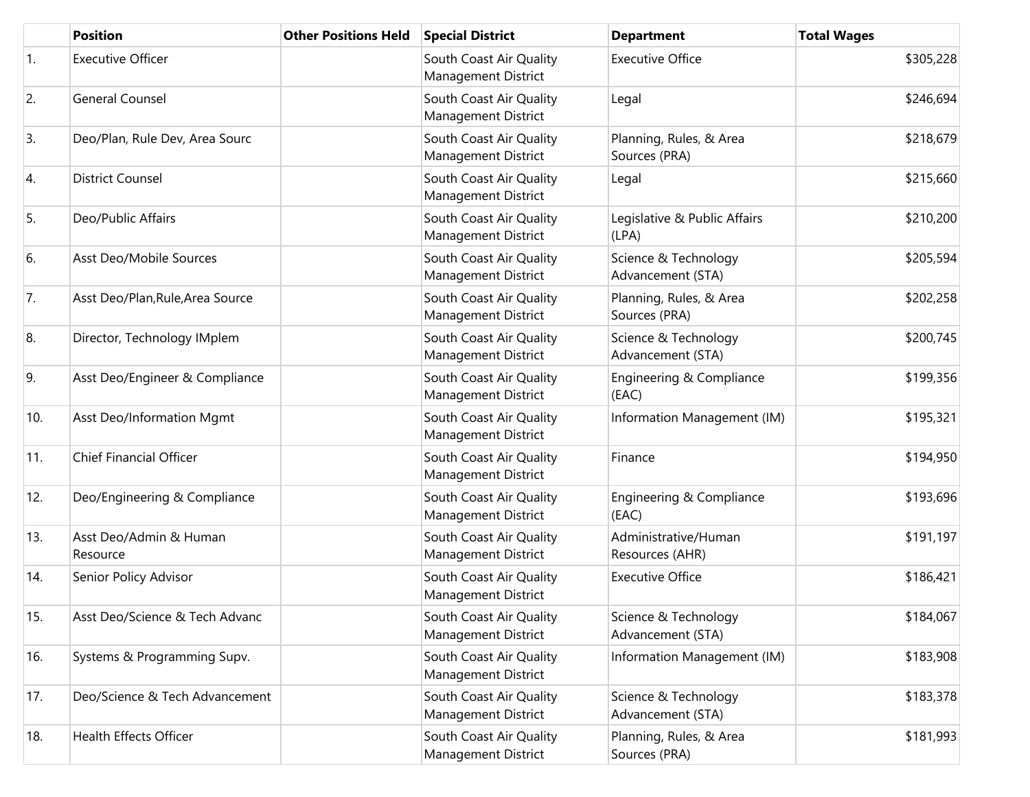| | Position | Other Positions Held | Special District | Department | Total Wages |
|---|---|---|---|---|---|
| 1. | Executive Officer | | South Coast Air Quality Management District | Executive Office | $305,228 |
| 2. | General Counsel | | South Coast Air Quality Management District | Legal | $246,694 |
| 3. | Deo/Plan, Rule Dev, Area Sourc | | South Coast Air Quality Management District | Planning, Rules, & Area Sources (PRA) | $218,679 |
| 4. | District Counsel | | South Coast Air Quality Management District | Legal | $215,660 |
| 5. | Deo/Public Affairs | | South Coast Air Quality Management District | Legislative & Public Affairs (LPA) | $210,200 |
| 6. | Asst Deo/Mobile Sources | | South Coast Air Quality Management District | Science & Technology Advancement (STA) | $205,594 |
| 7. | Asst Deo/Plan,Rule,Area Source | | South Coast Air Quality Management District | Planning, Rules, & Area Sources (PRA) | $202,258 |
| 8. | Director, Technology IMplem | | South Coast Air Quality Management District | Science & Technology Advancement (STA) | $200,745 |
| 9. | Asst Deo/Engineer & Compliance | | South Coast Air Quality Management District | Engineering & Compliance (EAC) | $199,356 |
| 10. | Asst Deo/Information Mgmt | | South Coast Air Quality Management District | Information Management (IM) | $195,321 |
| 11. | Chief Financial Officer | | South Coast Air Quality Management District | Finance | $194,950 |
| 12. | Deo/Engineering & Compliance | | South Coast Air Quality Management District | Engineering & Compliance (EAC) | $193,696 |
| 13. | Asst Deo/Admin & Human Resource | | South Coast Air Quality Management District | Administrative/Human Resources (AHR) | $191,197 |
| 14. | Senior Policy Advisor | | South Coast Air Quality Management District | Executive Office | $186,421 |
| 15. | Asst Deo/Science & Tech Advanc | | South Coast Air Quality Management District | Science & Technology Advancement (STA) | $184,067 |
| 16. | Systems & Programming Supv. | | South Coast Air Quality Management District | Information Management (IM) | $183,908 |
| 17. | Deo/Science & Tech Advancement | | South Coast Air Quality Management District | Science & Technology Advancement (STA) | $183,378 |
| 18. | Health Effects Officer | | South Coast Air Quality Management District | Planning, Rules, & Area Sources (PRA) | $181,993 |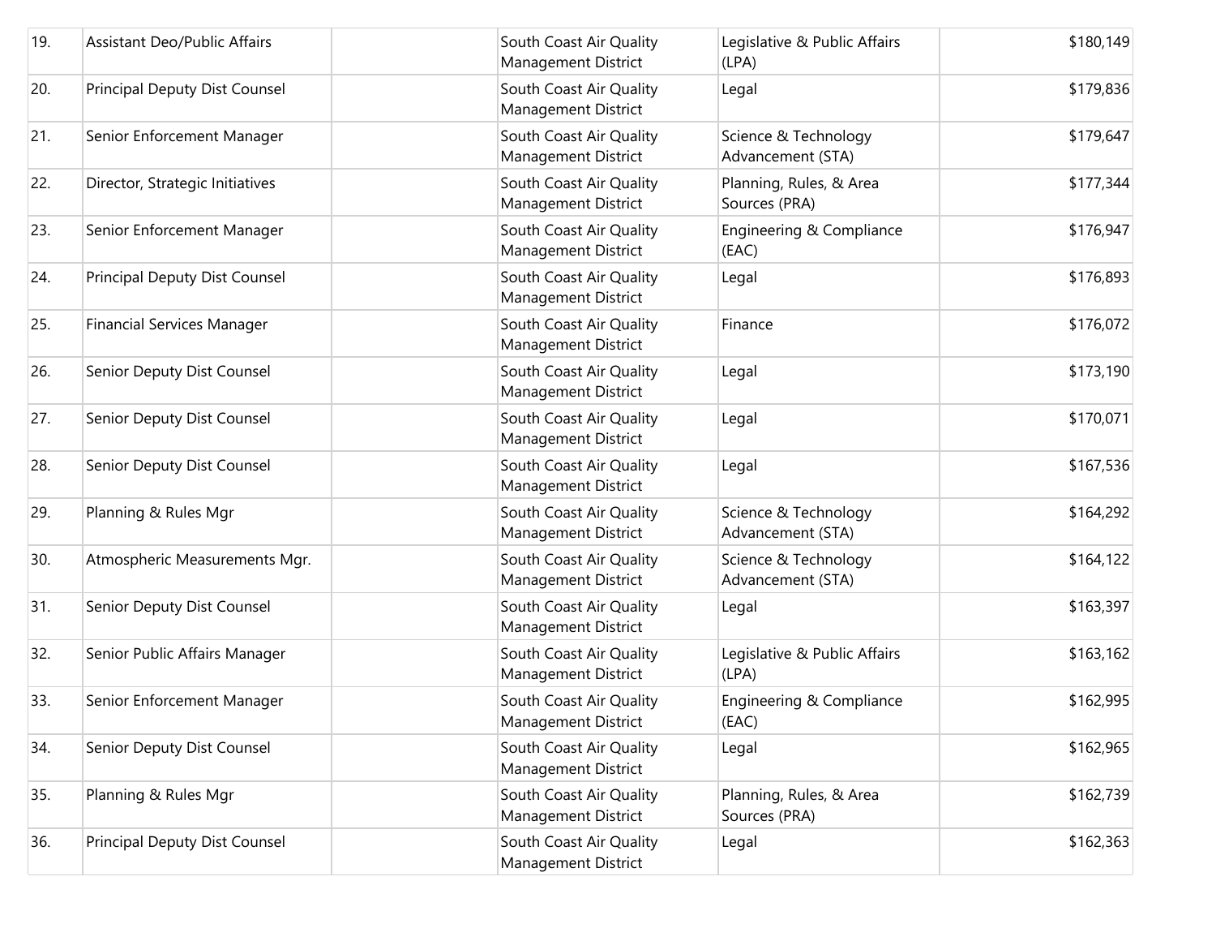| | | | | | |
|---|---|---|---|---|---|
| 19. | Assistant Deo/Public Affairs | | South Coast Air Quality Management District | Legislative & Public Affairs (LPA) | $180,149 |
| 20. | Principal Deputy Dist Counsel | | South Coast Air Quality Management District | Legal | $179,836 |
| 21. | Senior Enforcement Manager | | South Coast Air Quality Management District | Science & Technology Advancement (STA) | $179,647 |
| 22. | Director, Strategic Initiatives | | South Coast Air Quality Management District | Planning, Rules, & Area Sources (PRA) | $177,344 |
| 23. | Senior Enforcement Manager | | South Coast Air Quality Management District | Engineering & Compliance (EAC) | $176,947 |
| 24. | Principal Deputy Dist Counsel | | South Coast Air Quality Management District | Legal | $176,893 |
| 25. | Financial Services Manager | | South Coast Air Quality Management District | Finance | $176,072 |
| 26. | Senior Deputy Dist Counsel | | South Coast Air Quality Management District | Legal | $173,190 |
| 27. | Senior Deputy Dist Counsel | | South Coast Air Quality Management District | Legal | $170,071 |
| 28. | Senior Deputy Dist Counsel | | South Coast Air Quality Management District | Legal | $167,536 |
| 29. | Planning & Rules Mgr | | South Coast Air Quality Management District | Science & Technology Advancement (STA) | $164,292 |
| 30. | Atmospheric Measurements Mgr. | | South Coast Air Quality Management District | Science & Technology Advancement (STA) | $164,122 |
| 31. | Senior Deputy Dist Counsel | | South Coast Air Quality Management District | Legal | $163,397 |
| 32. | Senior Public Affairs Manager | | South Coast Air Quality Management District | Legislative & Public Affairs (LPA) | $163,162 |
| 33. | Senior Enforcement Manager | | South Coast Air Quality Management District | Engineering & Compliance (EAC) | $162,995 |
| 34. | Senior Deputy Dist Counsel | | South Coast Air Quality Management District | Legal | $162,965 |
| 35. | Planning & Rules Mgr | | South Coast Air Quality Management District | Planning, Rules, & Area Sources (PRA) | $162,739 |
| 36. | Principal Deputy Dist Counsel | | South Coast Air Quality Management District | Legal | $162,363 |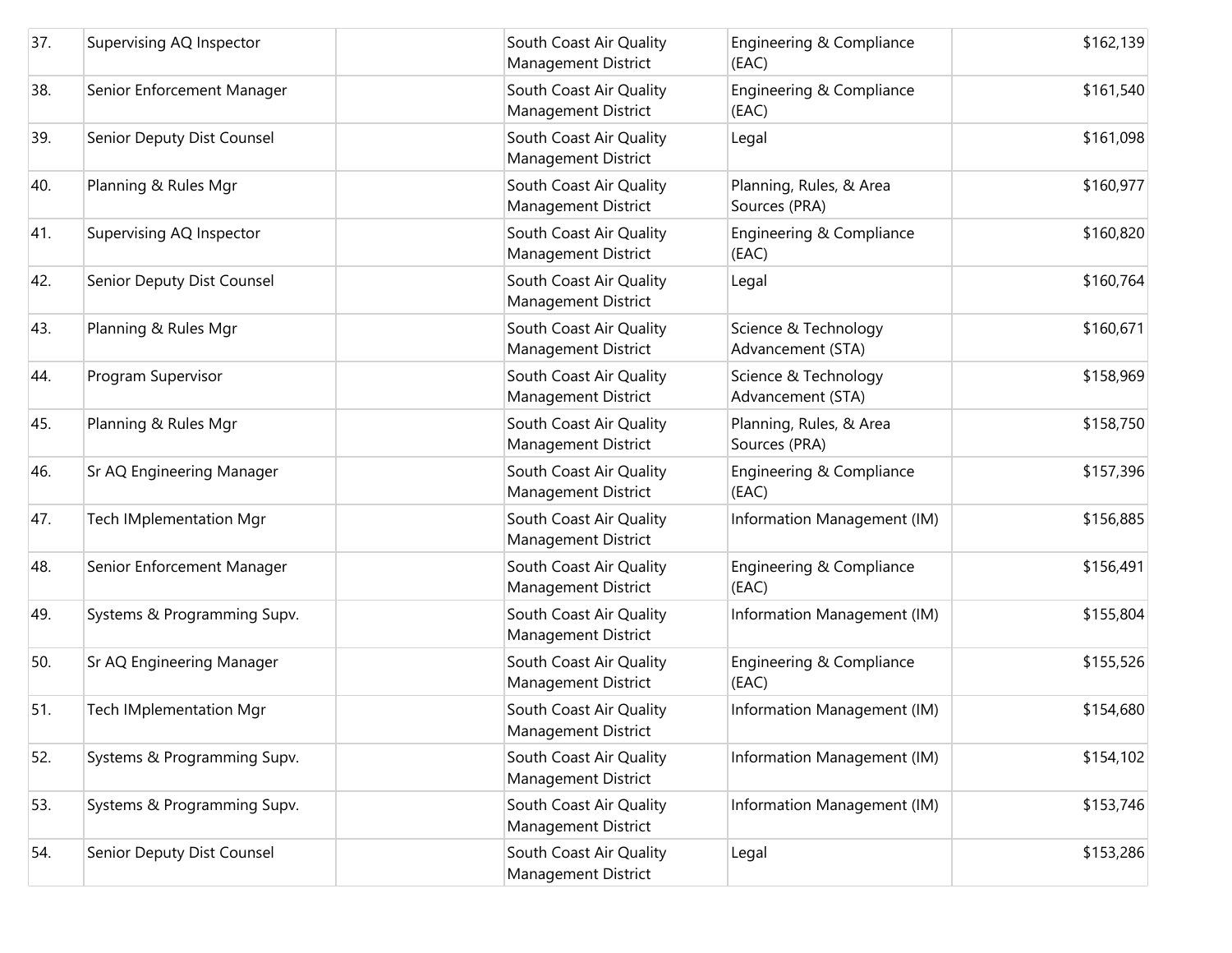| | | | | | |
|---|---|---|---|---|---|
| 37. | Supervising AQ Inspector | | South Coast Air Quality Management District | Engineering & Compliance (EAC) | $162,139 |
| 38. | Senior Enforcement Manager | | South Coast Air Quality Management District | Engineering & Compliance (EAC) | $161,540 |
| 39. | Senior Deputy Dist Counsel | | South Coast Air Quality Management District | Legal | $161,098 |
| 40. | Planning & Rules Mgr | | South Coast Air Quality Management District | Planning, Rules, & Area Sources (PRA) | $160,977 |
| 41. | Supervising AQ Inspector | | South Coast Air Quality Management District | Engineering & Compliance (EAC) | $160,820 |
| 42. | Senior Deputy Dist Counsel | | South Coast Air Quality Management District | Legal | $160,764 |
| 43. | Planning & Rules Mgr | | South Coast Air Quality Management District | Science & Technology Advancement (STA) | $160,671 |
| 44. | Program Supervisor | | South Coast Air Quality Management District | Science & Technology Advancement (STA) | $158,969 |
| 45. | Planning & Rules Mgr | | South Coast Air Quality Management District | Planning, Rules, & Area Sources (PRA) | $158,750 |
| 46. | Sr AQ Engineering Manager | | South Coast Air Quality Management District | Engineering & Compliance (EAC) | $157,396 |
| 47. | Tech IMplementation Mgr | | South Coast Air Quality Management District | Information Management (IM) | $156,885 |
| 48. | Senior Enforcement Manager | | South Coast Air Quality Management District | Engineering & Compliance (EAC) | $156,491 |
| 49. | Systems & Programming Supv. | | South Coast Air Quality Management District | Information Management (IM) | $155,804 |
| 50. | Sr AQ Engineering Manager | | South Coast Air Quality Management District | Engineering & Compliance (EAC) | $155,526 |
| 51. | Tech IMplementation Mgr | | South Coast Air Quality Management District | Information Management (IM) | $154,680 |
| 52. | Systems & Programming Supv. | | South Coast Air Quality Management District | Information Management (IM) | $154,102 |
| 53. | Systems & Programming Supv. | | South Coast Air Quality Management District | Information Management (IM) | $153,746 |
| 54. | Senior Deputy Dist Counsel | | South Coast Air Quality Management District | Legal | $153,286 |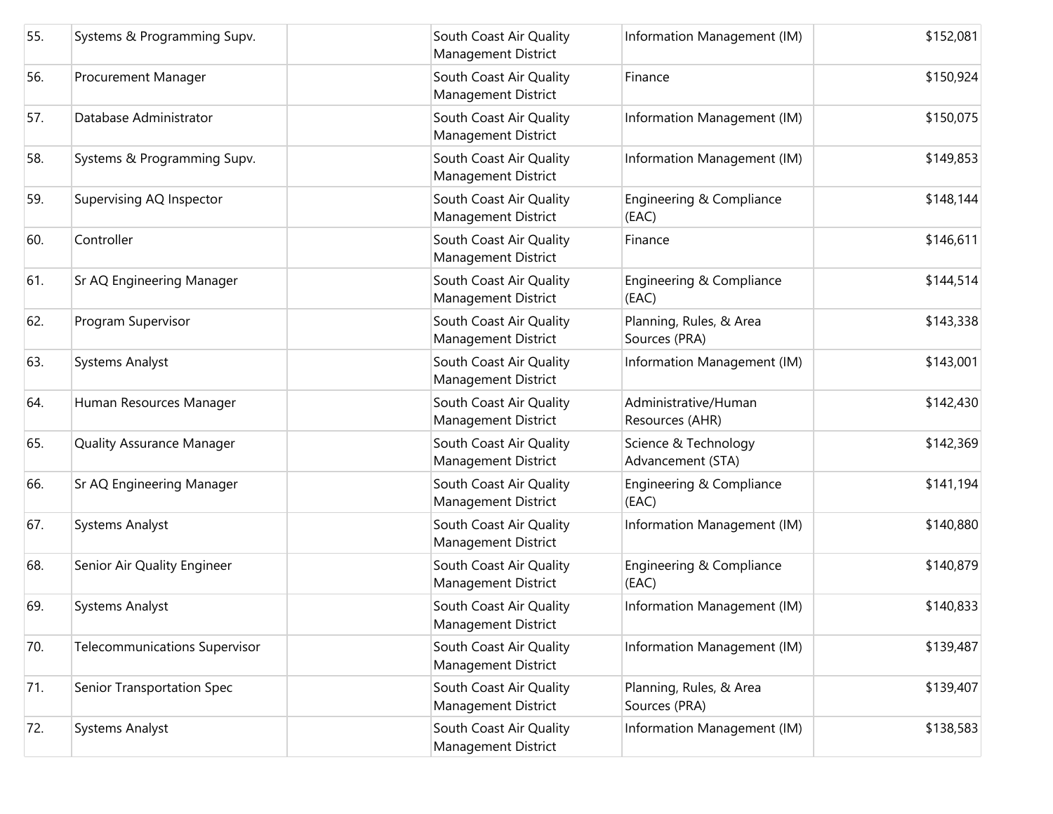| | | | | | |
|---|---|---|---|---|---|
| 55. | Systems & Programming Supv. | | South Coast Air Quality Management District | Information Management (IM) | $152,081 |
| 56. | Procurement Manager | | South Coast Air Quality Management District | Finance | $150,924 |
| 57. | Database Administrator | | South Coast Air Quality Management District | Information Management (IM) | $150,075 |
| 58. | Systems & Programming Supv. | | South Coast Air Quality Management District | Information Management (IM) | $149,853 |
| 59. | Supervising AQ Inspector | | South Coast Air Quality Management District | Engineering & Compliance (EAC) | $148,144 |
| 60. | Controller | | South Coast Air Quality Management District | Finance | $146,611 |
| 61. | Sr AQ Engineering Manager | | South Coast Air Quality Management District | Engineering & Compliance (EAC) | $144,514 |
| 62. | Program Supervisor | | South Coast Air Quality Management District | Planning, Rules, & Area Sources (PRA) | $143,338 |
| 63. | Systems Analyst | | South Coast Air Quality Management District | Information Management (IM) | $143,001 |
| 64. | Human Resources Manager | | South Coast Air Quality Management District | Administrative/Human Resources (AHR) | $142,430 |
| 65. | Quality Assurance Manager | | South Coast Air Quality Management District | Science & Technology Advancement (STA) | $142,369 |
| 66. | Sr AQ Engineering Manager | | South Coast Air Quality Management District | Engineering & Compliance (EAC) | $141,194 |
| 67. | Systems Analyst | | South Coast Air Quality Management District | Information Management (IM) | $140,880 |
| 68. | Senior Air Quality Engineer | | South Coast Air Quality Management District | Engineering & Compliance (EAC) | $140,879 |
| 69. | Systems Analyst | | South Coast Air Quality Management District | Information Management (IM) | $140,833 |
| 70. | Telecommunications Supervisor | | South Coast Air Quality Management District | Information Management (IM) | $139,487 |
| 71. | Senior Transportation Spec | | South Coast Air Quality Management District | Planning, Rules, & Area Sources (PRA) | $139,407 |
| 72. | Systems Analyst | | South Coast Air Quality Management District | Information Management (IM) | $138,583 |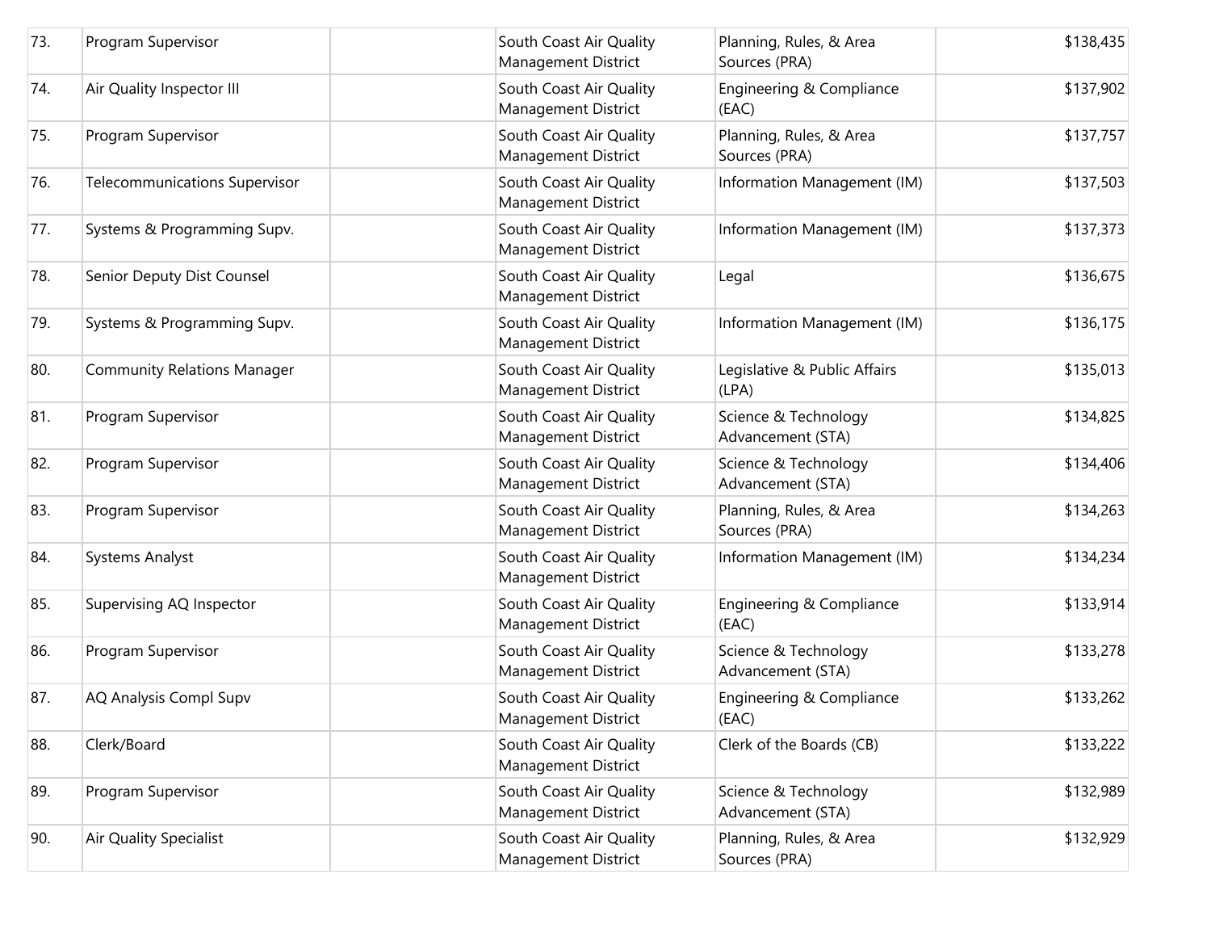| | | | | | |
|---|---|---|---|---|---|
| 73. | Program Supervisor | | South Coast Air Quality Management District | Planning, Rules, & Area Sources (PRA) | $138,435 |
| 74. | Air Quality Inspector III | | South Coast Air Quality Management District | Engineering & Compliance (EAC) | $137,902 |
| 75. | Program Supervisor | | South Coast Air Quality Management District | Planning, Rules, & Area Sources (PRA) | $137,757 |
| 76. | Telecommunications Supervisor | | South Coast Air Quality Management District | Information Management (IM) | $137,503 |
| 77. | Systems & Programming Supv. | | South Coast Air Quality Management District | Information Management (IM) | $137,373 |
| 78. | Senior Deputy Dist Counsel | | South Coast Air Quality Management District | Legal | $136,675 |
| 79. | Systems & Programming Supv. | | South Coast Air Quality Management District | Information Management (IM) | $136,175 |
| 80. | Community Relations Manager | | South Coast Air Quality Management District | Legislative & Public Affairs (LPA) | $135,013 |
| 81. | Program Supervisor | | South Coast Air Quality Management District | Science & Technology Advancement (STA) | $134,825 |
| 82. | Program Supervisor | | South Coast Air Quality Management District | Science & Technology Advancement (STA) | $134,406 |
| 83. | Program Supervisor | | South Coast Air Quality Management District | Planning, Rules, & Area Sources (PRA) | $134,263 |
| 84. | Systems Analyst | | South Coast Air Quality Management District | Information Management (IM) | $134,234 |
| 85. | Supervising AQ Inspector | | South Coast Air Quality Management District | Engineering & Compliance (EAC) | $133,914 |
| 86. | Program Supervisor | | South Coast Air Quality Management District | Science & Technology Advancement (STA) | $133,278 |
| 87. | AQ Analysis Compl Supv | | South Coast Air Quality Management District | Engineering & Compliance (EAC) | $133,262 |
| 88. | Clerk/Board | | South Coast Air Quality Management District | Clerk of the Boards (CB) | $133,222 |
| 89. | Program Supervisor | | South Coast Air Quality Management District | Science & Technology Advancement (STA) | $132,989 |
| 90. | Air Quality Specialist | | South Coast Air Quality Management District | Planning, Rules, & Area Sources (PRA) | $132,929 |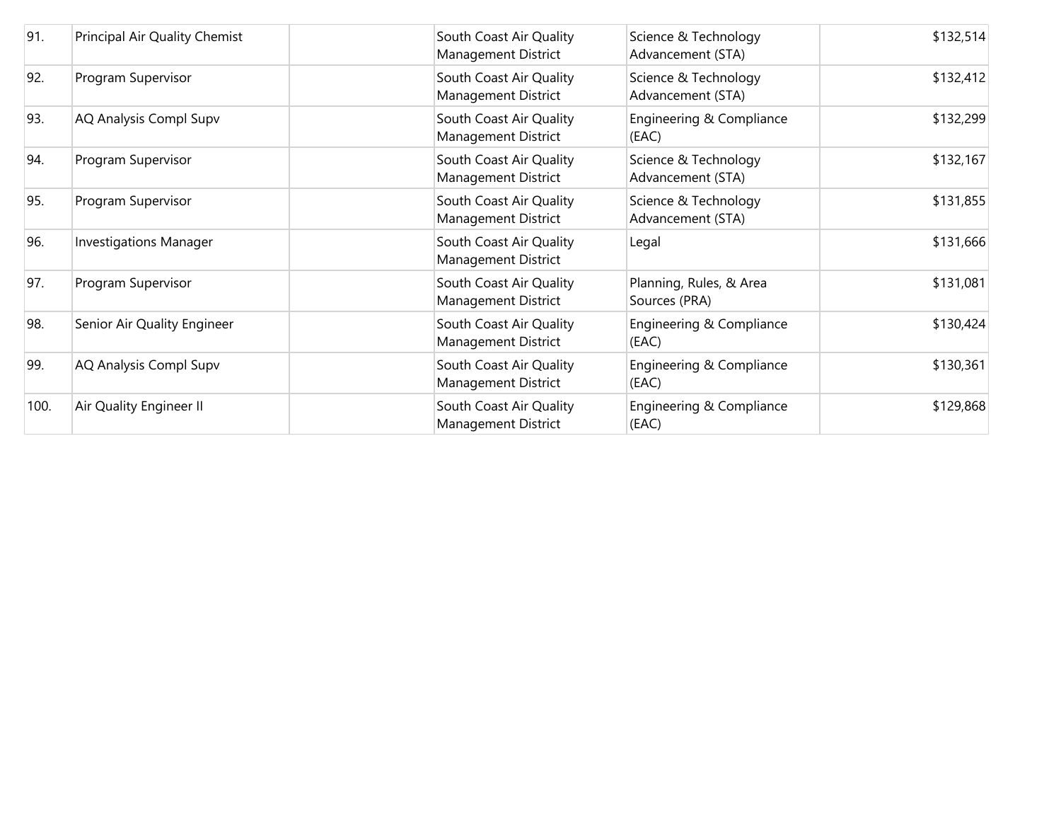| | | | | | |
|---|---|---|---|---|---|
| 91. | Principal Air Quality Chemist | | South Coast Air Quality Management District | Science & Technology Advancement (STA) | $132,514 |
| 92. | Program Supervisor | | South Coast Air Quality Management District | Science & Technology Advancement (STA) | $132,412 |
| 93. | AQ Analysis Compl Supv | | South Coast Air Quality Management District | Engineering & Compliance (EAC) | $132,299 |
| 94. | Program Supervisor | | South Coast Air Quality Management District | Science & Technology Advancement (STA) | $132,167 |
| 95. | Program Supervisor | | South Coast Air Quality Management District | Science & Technology Advancement (STA) | $131,855 |
| 96. | Investigations Manager | | South Coast Air Quality Management District | Legal | $131,666 |
| 97. | Program Supervisor | | South Coast Air Quality Management District | Planning, Rules, & Area Sources (PRA) | $131,081 |
| 98. | Senior Air Quality Engineer | | South Coast Air Quality Management District | Engineering & Compliance (EAC) | $130,424 |
| 99. | AQ Analysis Compl Supv | | South Coast Air Quality Management District | Engineering & Compliance (EAC) | $130,361 |
| 100. | Air Quality Engineer II | | South Coast Air Quality Management District | Engineering & Compliance (EAC) | $129,868 |